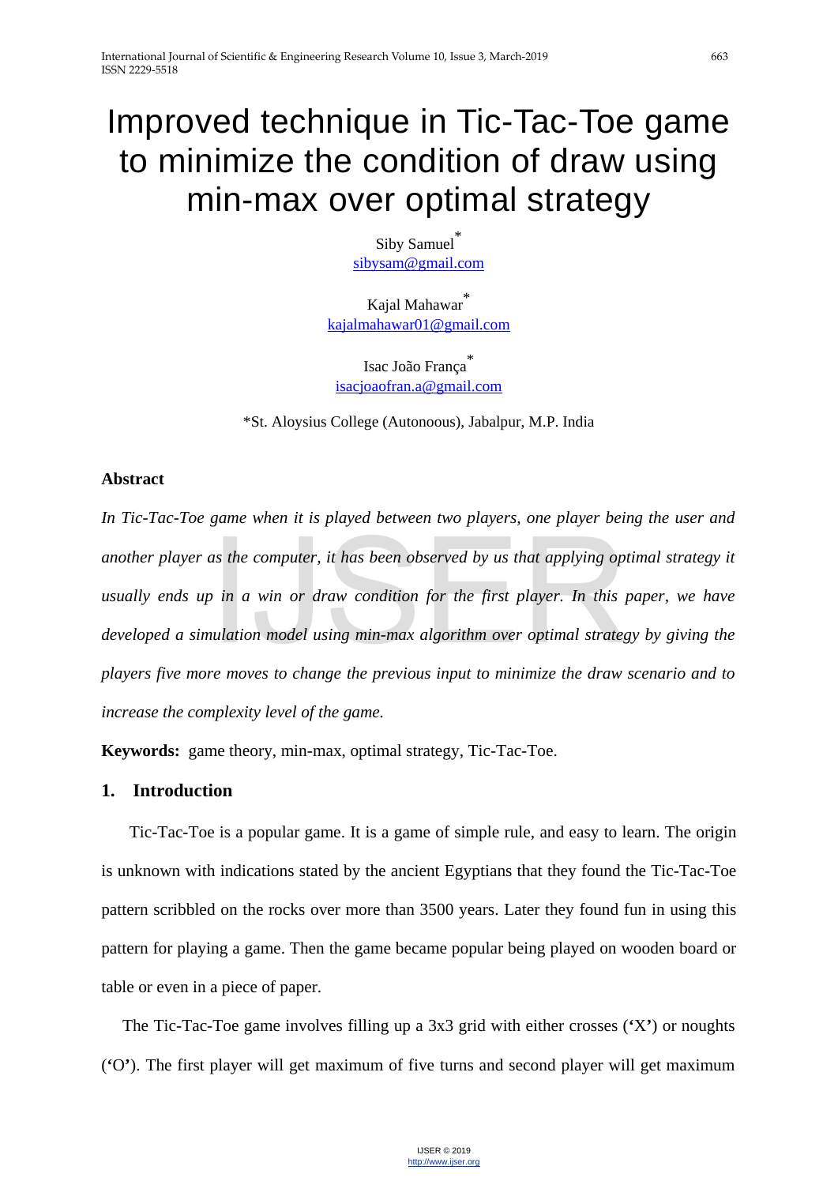# Improved technique in Tic-Tac-Toe game to minimize the condition of draw using min-max over optimal strategy

Siby Samuel*
sibysam@gmail.com

Kajal Mahawar*
kajalmahawar01@gmail.com

Isac João França*
isacjoaofran.a@gmail.com

*St. Aloysius College (Autonoous), Jabalpur, M.P. India

## Abstract

*In Tic-Tac-Toe game when it is played between two players, one player being the user and another player as the computer, it has been observed by us that applying optimal strategy it usually ends up in a win or draw condition for the first player. In this paper, we have developed a simulation model using min-max algorithm over optimal strategy by giving the players five more moves to change the previous input to minimize the draw scenario and to increase the complexity level of the game.*

**Keywords:** game theory, min-max, optimal strategy, Tic-Tac-Toe.

## 1. Introduction

Tic-Tac-Toe is a popular game. It is a game of simple rule, and easy to learn. The origin is unknown with indications stated by the ancient Egyptians that they found the Tic-Tac-Toe pattern scribbled on the rocks over more than 3500 years. Later they found fun in using this pattern for playing a game. Then the game became popular being played on wooden board or table or even in a piece of paper.

The Tic-Tac-Toe game involves filling up a 3x3 grid with either crosses (**'**X**'**) or noughts (**'**O**'**). The first player will get maximum of five turns and second player will get maximum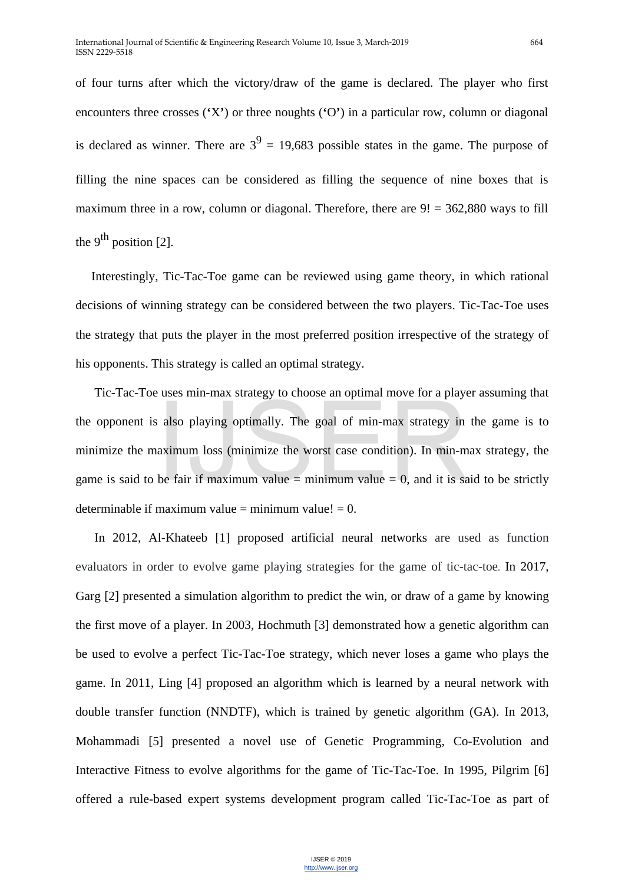of four turns after which the victory/draw of the game is declared. The player who first encounters three crosses (**'**X**'**) or three noughts (**'**O**'**) in a particular row, column or diagonal is declared as winner. There are $3^9$ = 19,683 possible states in the game. The purpose of filling the nine spaces can be considered as filling the sequence of nine boxes that is maximum three in a row, column or diagonal. Therefore, there are 9! = 362,880 ways to fill the $9^{th}$ position [2].

Interestingly, Tic-Tac-Toe game can be reviewed using game theory, in which rational decisions of winning strategy can be considered between the two players. Tic-Tac-Toe uses the strategy that puts the player in the most preferred position irrespective of the strategy of his opponents. This strategy is called an optimal strategy.

Tic-Tac-Toe uses min-max strategy to choose an optimal move for a player assuming that the opponent is also playing optimally. The goal of min-max strategy in the game is to minimize the maximum loss (minimize the worst case condition). In min-max strategy, the game is said to be fair if maximum value = minimum value = 0, and it is said to be strictly determinable if maximum value = minimum value! = 0.

In 2012, Al-Khateeb [1] proposed artificial neural networks are used as function evaluators in order to evolve game playing strategies for the game of tic-tac-toe. In 2017, Garg [2] presented a simulation algorithm to predict the win, or draw of a game by knowing the first move of a player. In 2003, Hochmuth [3] demonstrated how a genetic algorithm can be used to evolve a perfect Tic-Tac-Toe strategy, which never loses a game who plays the game. In 2011, Ling [4] proposed an algorithm which is learned by a neural network with double transfer function (NNDTF), which is trained by genetic algorithm (GA). In 2013, Mohammadi [5] presented a novel use of Genetic Programming, Co-Evolution and Interactive Fitness to evolve algorithms for the game of Tic-Tac-Toe. In 1995, Pilgrim [6] offered a rule-based expert systems development program called Tic-Tac-Toe as part of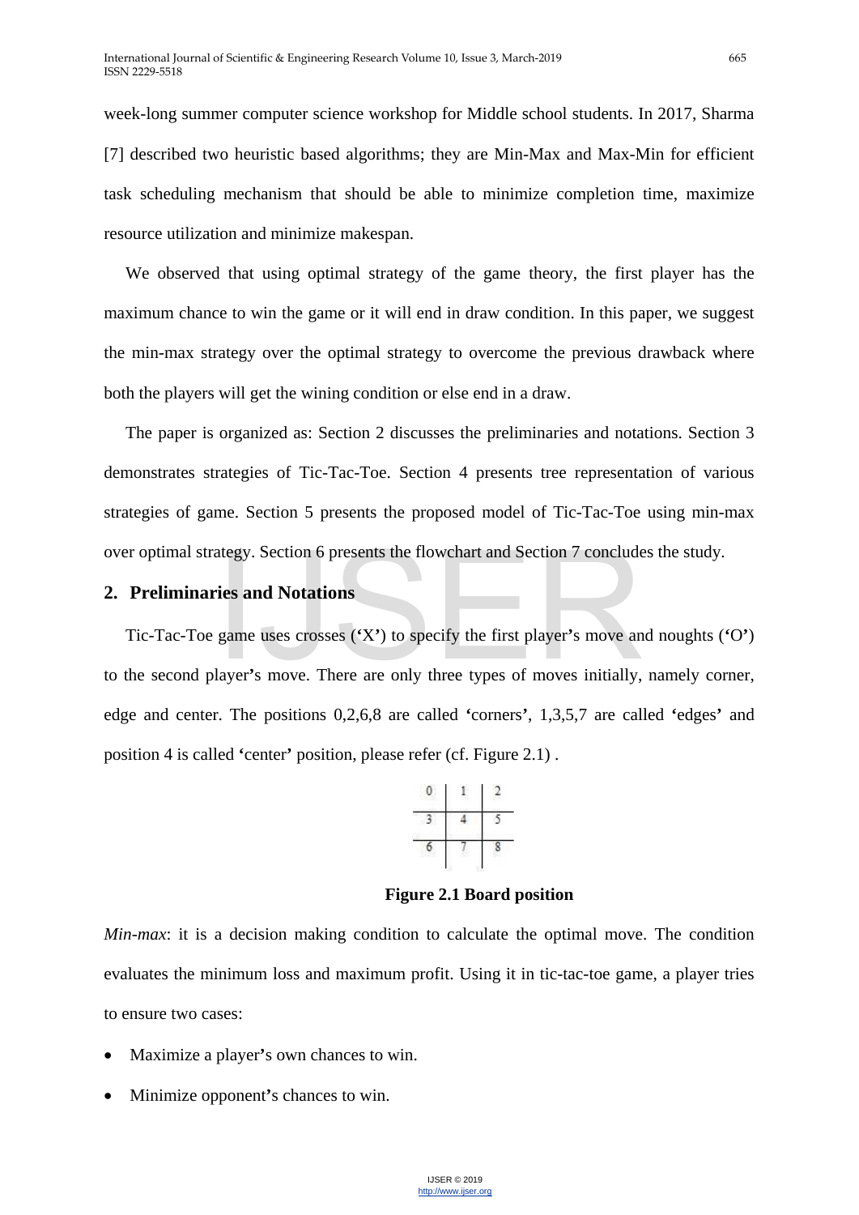week-long summer computer science workshop for Middle school students. In 2017, Sharma [7] described two heuristic based algorithms; they are Min-Max and Max-Min for efficient task scheduling mechanism that should be able to minimize completion time, maximize resource utilization and minimize makespan.

We observed that using optimal strategy of the game theory, the first player has the maximum chance to win the game or it will end in draw condition. In this paper, we suggest the min-max strategy over the optimal strategy to overcome the previous drawback where both the players will get the wining condition or else end in a draw.

The paper is organized as: Section 2 discusses the preliminaries and notations. Section 3 demonstrates strategies of Tic-Tac-Toe. Section 4 presents tree representation of various strategies of game. Section 5 presents the proposed model of Tic-Tac-Toe using min-max over optimal strategy. Section 6 presents the flowchart and Section 7 concludes the study.

## 2. Preliminaries and Notations

Tic-Tac-Toe game uses crosses ('X') to specify the first player's move and noughts ('O') to the second player's move. There are only three types of moves initially, namely corner, edge and center. The positions 0,2,6,8 are called 'corners', 1,3,5,7 are called 'edges' and position 4 is called 'center' position, please refer (cf. Figure 2.1) .

| 0 | 1 | 2 |
|---|---|---|
| 3 | 4 | 5 |
| 6 | 7 | 8 |

**Figure 2.1 Board position**

*Min-max*: it is a decision making condition to calculate the optimal move. The condition evaluates the minimum loss and maximum profit. Using it in tic-tac-toe game, a player tries to ensure two cases:

- Maximize a player's own chances to win.
- Minimize opponent's chances to win.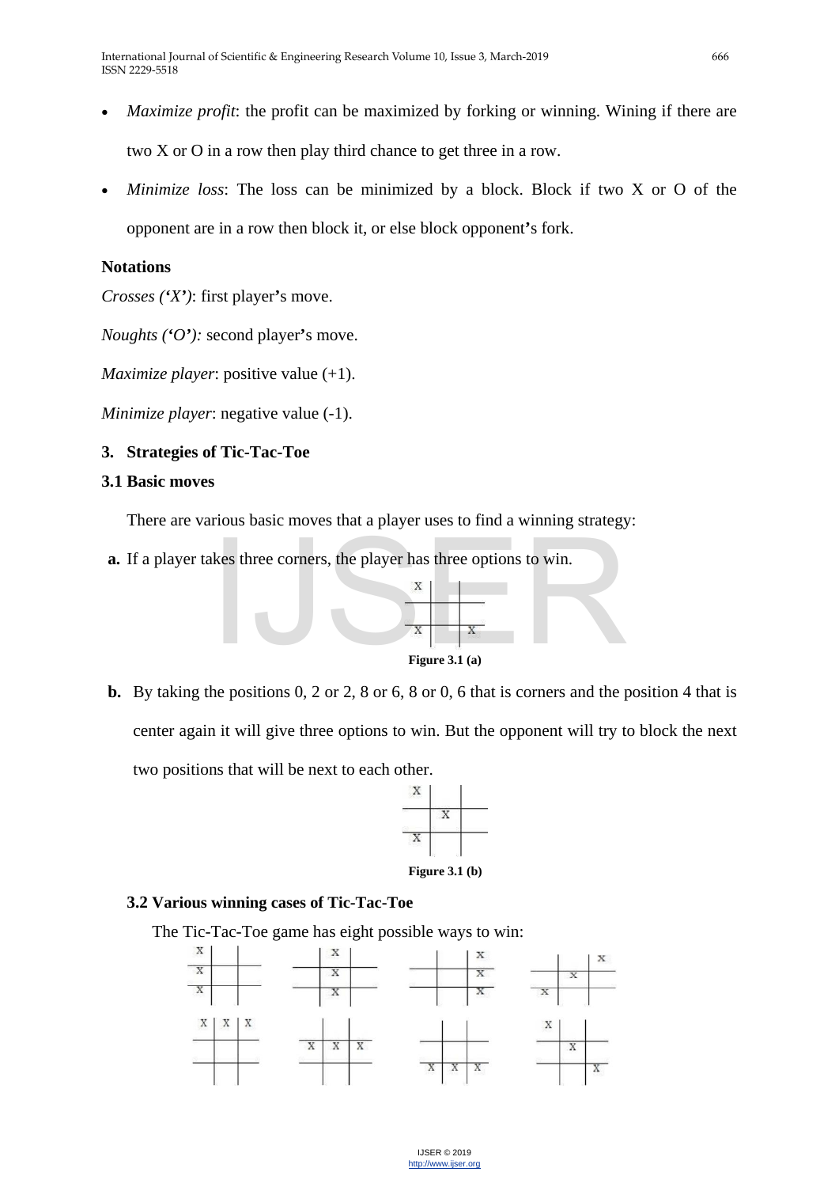- *Maximize profit*: the profit can be maximized by forking or winning. Wining if there are two X or O in a row then play third chance to get three in a row.
- *Minimize loss*: The loss can be minimized by a block. Block if two X or O of the opponent are in a row then block it, or else block opponent's fork.

**Notations**

*Crosses ('X')*: first player's move.

*Noughts ('O'):* second player's move.

*Maximize player*: positive value (+1).

*Minimize player*: negative value (-1).

## 3. Strategies of Tic-Tac-Toe

### 3.1 Basic moves

There are various basic moves that a player uses to find a winning strategy:

**a.** If a player takes three corners, the player has three options to win.

**Figure 3.1 (a)**

**b.** By taking the positions 0, 2 or 2, 8 or 6, 8 or 0, 6 that is corners and the position 4 that is center again it will give three options to win. But the opponent will try to block the next two positions that will be next to each other.

**Figure 3.1 (b)**

### 3.2 Various winning cases of Tic-Tac-Toe

The Tic-Tac-Toe game has eight possible ways to win: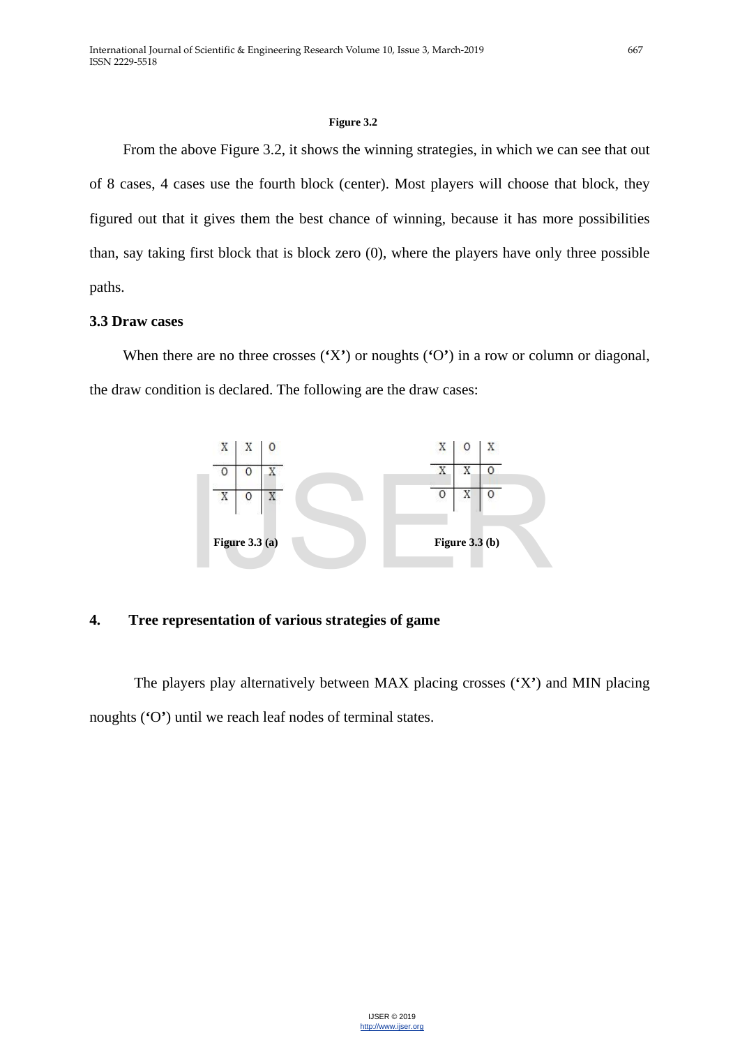**Figure 3.2**

From the above Figure 3.2, it shows the winning strategies, in which we can see that out of 8 cases, 4 cases use the fourth block (center). Most players will choose that block, they figured out that it gives them the best chance of winning, because it has more possibilities than, say taking first block that is block zero (0), where the players have only three possible paths.

### 3.3 Draw cases

When there are no three crosses ('X') or noughts ('O') in a row or column or diagonal, the draw condition is declared. The following are the draw cases:

| X | X | O |
|---|---|---|
| O | O | X |
| X | O | X |

**Figure 3.3 (a)**

| X | O | X |
|---|---|---|
| X | X | O |
| O | X | O |

**Figure 3.3 (b)**

## 4. Tree representation of various strategies of game

The players play alternatively between MAX placing crosses ('X') and MIN placing noughts ('O') until we reach leaf nodes of terminal states.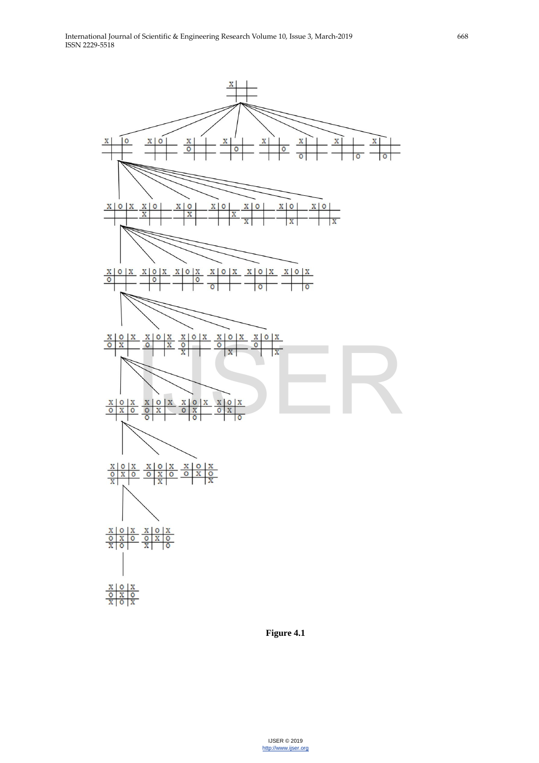Figure 4.1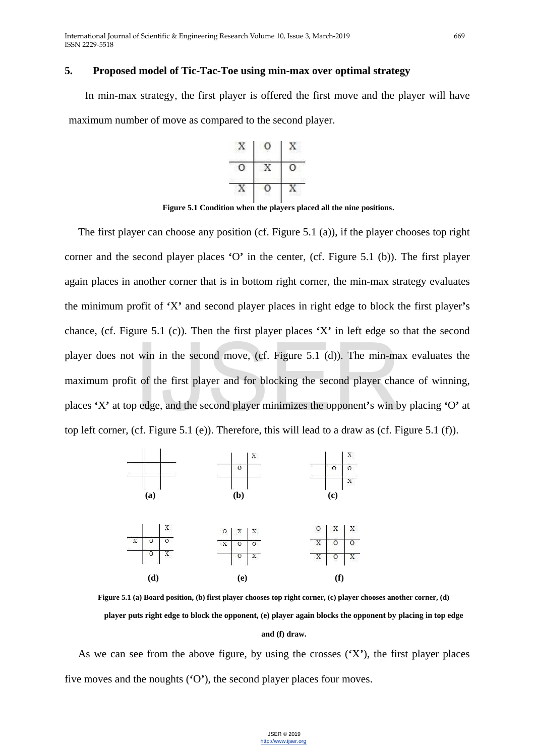## 5. Proposed model of Tic-Tac-Toe using min-max over optimal strategy

In min-max strategy, the first player is offered the first move and the player will have maximum number of move as compared to the second player.

| X | O | X |
|---|---|---|
| O | X | O |
| X | O | X |

**Figure 5.1 Condition when the players placed all the nine positions.**

The first player can choose any position (cf. Figure 5.1 (a)), if the player chooses top right corner and the second player places 'O' in the center, (cf. Figure 5.1 (b)). The first player again places in another corner that is in bottom right corner, the min-max strategy evaluates the minimum profit of 'X' and second player places in right edge to block the first player's chance, (cf. Figure 5.1 (c)). Then the first player places 'X' in left edge so that the second player does not win in the second move, (cf. Figure 5.1 (d)). The min-max evaluates the maximum profit of the first player and for blocking the second player chance of winning, places 'X' at top edge, and the second player minimizes the opponent's win by placing 'O' at top left corner, (cf. Figure 5.1 (e)). Therefore, this will lead to a draw as (cf. Figure 5.1 (f)).

(a)

| | | |
|---|---|---|
| | | |
| | | |
| | | |

(b)

| | | |
|---|---|---|
| | | X |
| | O | |
| | | |

(c)

| | | |
|---|---|---|
| | | X |
| | O | O |
| | | X |

(d)

| | | |
|---|---|---|
| | | X |
| X | O | O |
| | O | X |

(e)

| | | |
|---|---|---|
| O | X | X |
| X | O | O |
| | O | X |

(f)

| | | |
|---|---|---|
| O | X | X |
| X | O | O |
| X | O | X |

**Figure 5.1 (a) Board position, (b) first player chooses top right corner, (c) player chooses another corner, (d) player puts right edge to block the opponent, (e) player again blocks the opponent by placing in top edge and (f) draw.**

As we can see from the above figure, by using the crosses ('X'), the first player places five moves and the noughts ('O'), the second player places four moves.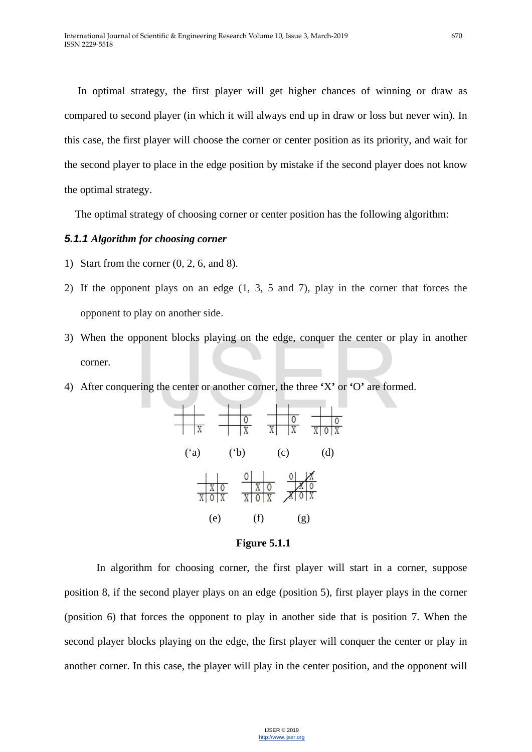In optimal strategy, the first player will get higher chances of winning or draw as compared to second player (in which it will always end up in draw or loss but never win). In this case, the first player will choose the corner or center position as its priority, and wait for the second player to place in the edge position by mistake if the second player does not know the optimal strategy.

The optimal strategy of choosing corner or center position has the following algorithm:

### *5.1.1 Algorithm for choosing corner*

1) Start from the corner (0, 2, 6, and 8).
2) If the opponent plays on an edge (1, 3, 5 and 7), play in the corner that forces the opponent to play on another side.
3) When the opponent blocks playing on the edge, conquer the center or play in another corner.
4) After conquering the center or another corner, the three **'**X**'** or **'**O**'** are formed.

(‘a) (‘b) (c) (d)

(e) (f) (g)

**Figure 5.1.1**

In algorithm for choosing corner, the first player will start in a corner, suppose position 8, if the second player plays on an edge (position 5), first player plays in the corner (position 6) that forces the opponent to play in another side that is position 7. When the second player blocks playing on the edge, the first player will conquer the center or play in another corner. In this case, the player will play in the center position, and the opponent will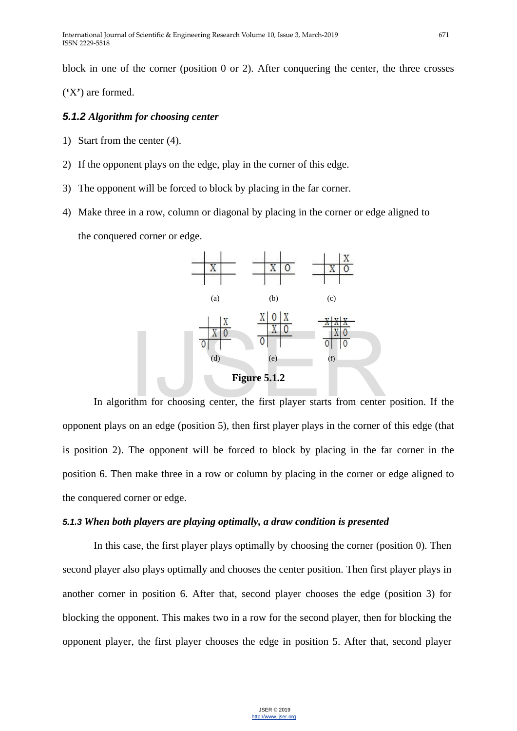block in one of the corner (position 0 or 2). After conquering the center, the three crosses ('X') are formed.

### 5.1.2 *Algorithm for choosing center*

1) Start from the center (4).
2) If the opponent plays on the edge, play in the corner of this edge.
3) The opponent will be forced to block by placing in the far corner.
4) Make three in a row, column or diagonal by placing in the corner or edge aligned to the conquered corner or edge.

(a) (b) (c)

(d) (e) (f)

**Figure 5.1.2**

In algorithm for choosing center, the first player starts from center position. If the opponent plays on an edge (position 5), then first player plays in the corner of this edge (that is position 2). The opponent will be forced to block by placing in the far corner in the position 6. Then make three in a row or column by placing in the corner or edge aligned to the conquered corner or edge.

#### 5.1.3 *When both players are playing optimally, a draw condition is presented*

In this case, the first player plays optimally by choosing the corner (position 0). Then second player also plays optimally and chooses the center position. Then first player plays in another corner in position 6. After that, second player chooses the edge (position 3) for blocking the opponent. This makes two in a row for the second player, then for blocking the opponent player, the first player chooses the edge in position 5. After that, second player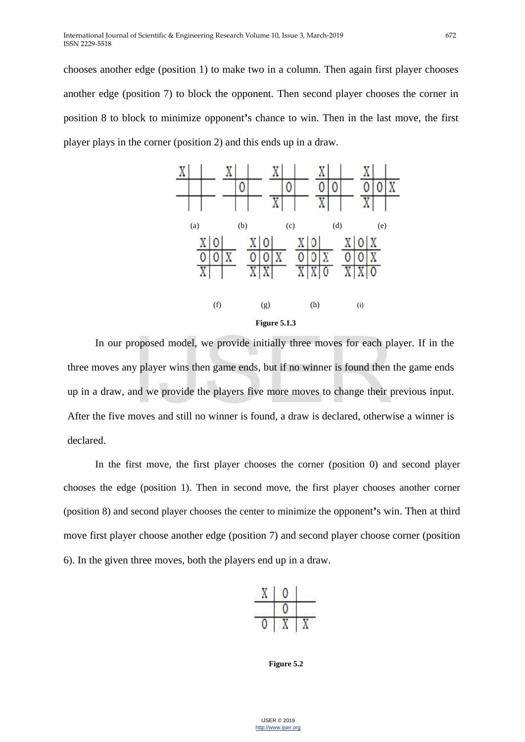chooses another edge (position 1) to make two in a column. Then again first player chooses another edge (position 7) to block the opponent. Then second player chooses the corner in position 8 to block to minimize opponent's chance to win. Then in the last move, the first player plays in the corner (position 2) and this ends up in a draw.

(a) (b) (c) (d) (e)

(f) (g) (h) (i)

**Figure 5.1.3**

In our proposed model, we provide initially three moves for each player. If in the three moves any player wins then game ends, but if no winner is found then the game ends up in a draw, and we provide the players five more moves to change their previous input. After the five moves and still no winner is found, a draw is declared, otherwise a winner is declared.

In the first move, the first player chooses the corner (position 0) and second player chooses the edge (position 1). Then in second move, the first player chooses another corner (position 8) and second player chooses the center to minimize the opponent's win. Then at third move first player choose another edge (position 7) and second player choose corner (position 6). In the given three moves, both the players end up in a draw.

**Figure 5.2**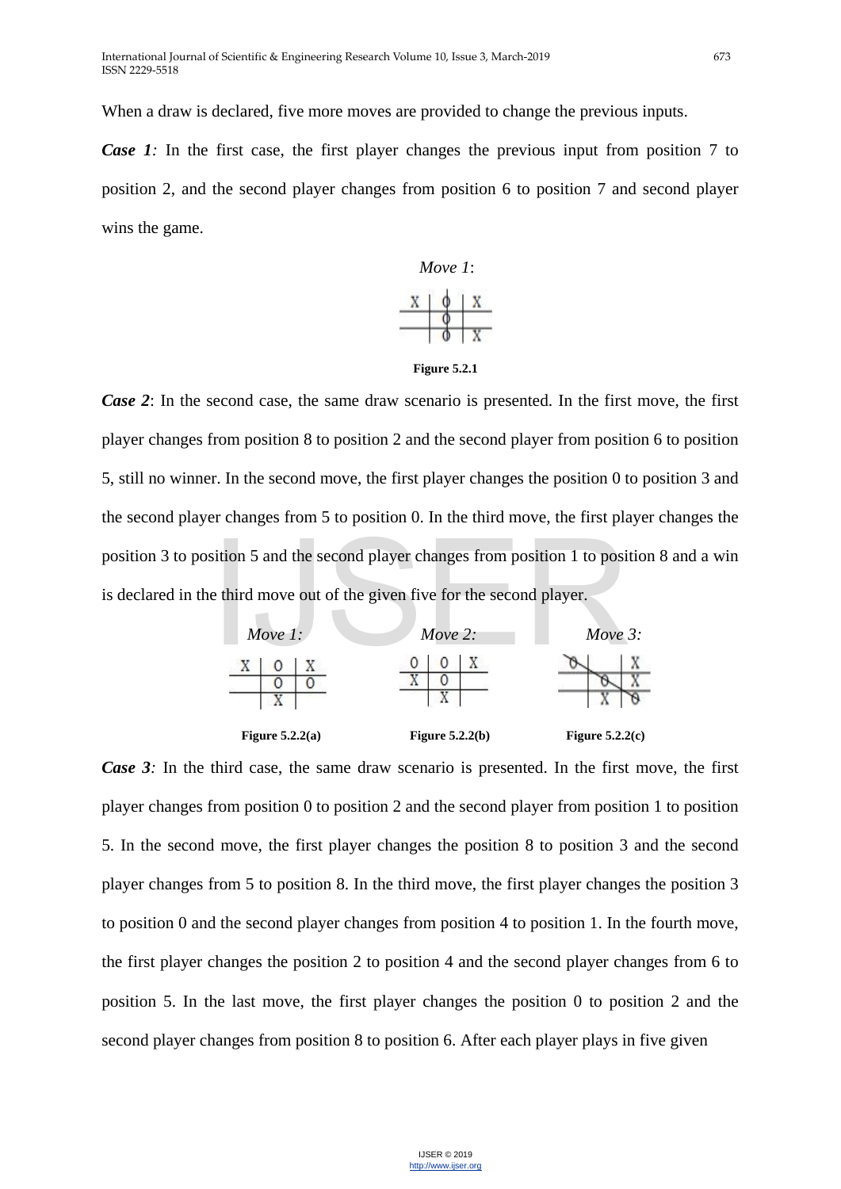When a draw is declared, five more moves are provided to change the previous inputs.

***Case 1****:* In the first case, the first player changes the previous input from position 7 to position 2, and the second player changes from position 6 to position 7 and second player wins the game.

*Move 1*:

**Figure 5.2.1**

***Case 2***: In the second case, the same draw scenario is presented. In the first move, the first player changes from position 8 to position 2 and the second player from position 6 to position 5, still no winner. In the second move, the first player changes the position 0 to position 3 and the second player changes from 5 to position 0. In the third move, the first player changes the position 3 to position 5 and the second player changes from position 1 to position 8 and a win is declared in the third move out of the given five for the second player.

*Move 1:* *Move 2:* *Move 3:*

**Figure 5.2.2(a)** **Figure 5.2.2(b)** **Figure 5.2.2(c)**

***Case 3****:* In the third case, the same draw scenario is presented. In the first move, the first player changes from position 0 to position 2 and the second player from position 1 to position 5. In the second move, the first player changes the position 8 to position 3 and the second player changes from 5 to position 8. In the third move, the first player changes the position 3 to position 0 and the second player changes from position 4 to position 1. In the fourth move, the first player changes the position 2 to position 4 and the second player changes from 6 to position 5. In the last move, the first player changes the position 0 to position 2 and the second player changes from position 8 to position 6. After each player plays in five given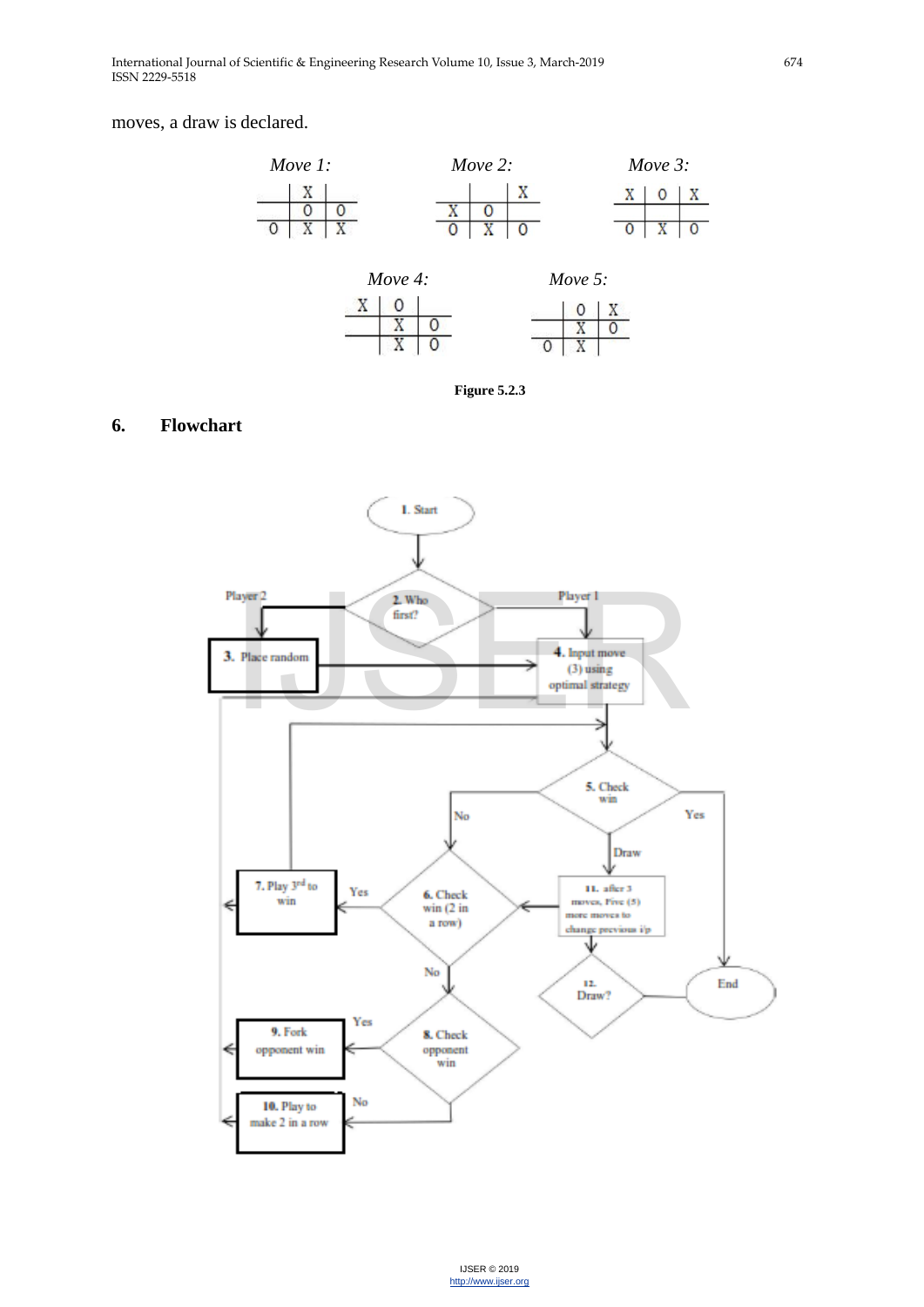moves, a draw is declared.

*Move 1:*

| | | |
|---|---|---|
| | X | |
| | O | O |
| O | X | X |

*Move 2:*

| | | |
|---|---|---|
| | | X |
| X | O | |
| O | X | O |

*Move 3:*

| | | |
|---|---|---|
| X | O | X |
| | | |
| O | X | O |

*Move 4:*

| | | |
|---|---|---|
| X | O | |
| | X | O |
| | X | O |

*Move 5:*

| | | |
|---|---|---|
| | O | X |
| | X | O |
| O | X | |

**Figure 5.2.3**

## 6. Flowchart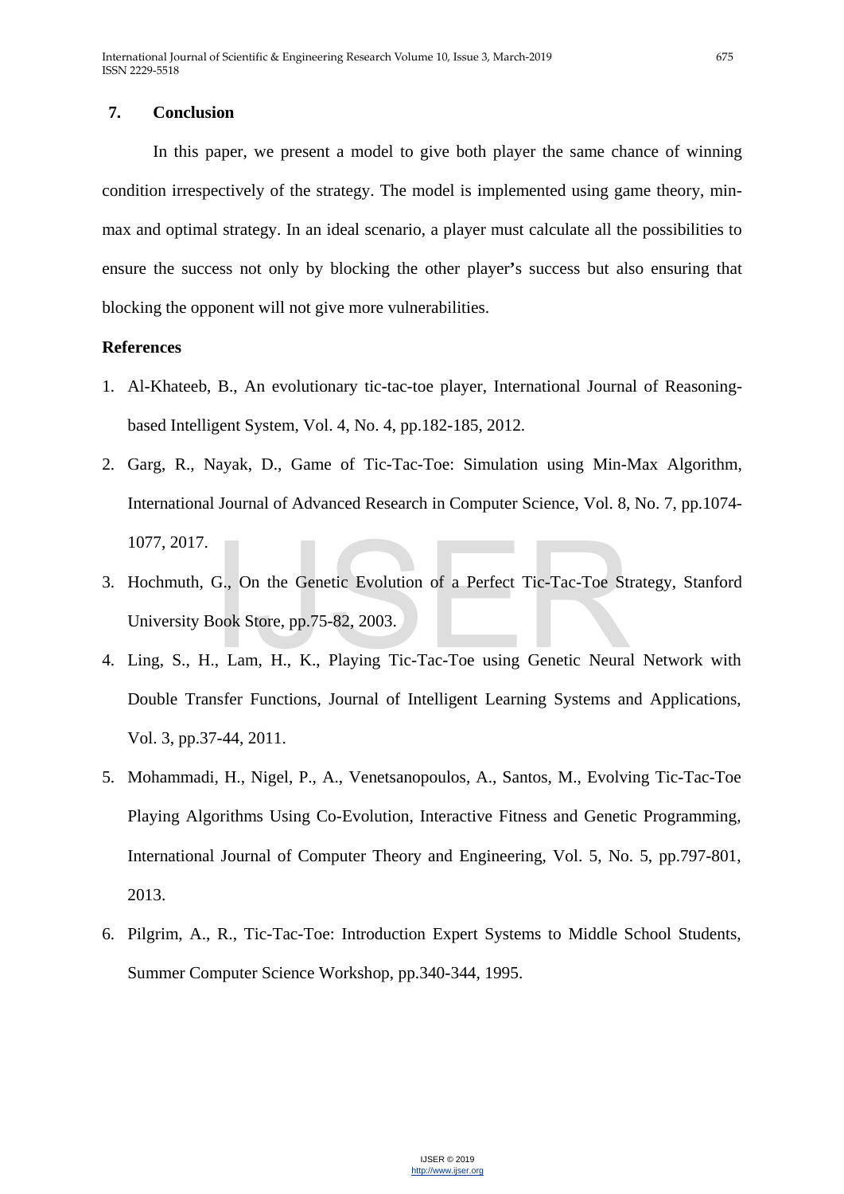## 7. Conclusion

In this paper, we present a model to give both player the same chance of winning condition irrespectively of the strategy. The model is implemented using game theory, min-max and optimal strategy. In an ideal scenario, a player must calculate all the possibilities to ensure the success not only by blocking the other player's success but also ensuring that blocking the opponent will not give more vulnerabilities.

## References

1. Al-Khateeb, B., An evolutionary tic-tac-toe player, International Journal of Reasoning-based Intelligent System, Vol. 4, No. 4, pp.182-185, 2012.
2. Garg, R., Nayak, D., Game of Tic-Tac-Toe: Simulation using Min-Max Algorithm, International Journal of Advanced Research in Computer Science, Vol. 8, No. 7, pp.1074-1077, 2017.
3. Hochmuth, G., On the Genetic Evolution of a Perfect Tic-Tac-Toe Strategy, Stanford University Book Store, pp.75-82, 2003.
4. Ling, S., H., Lam, H., K., Playing Tic-Tac-Toe using Genetic Neural Network with Double Transfer Functions, Journal of Intelligent Learning Systems and Applications, Vol. 3, pp.37-44, 2011.
5. Mohammadi, H., Nigel, P., A., Venetsanopoulos, A., Santos, M., Evolving Tic-Tac-Toe Playing Algorithms Using Co-Evolution, Interactive Fitness and Genetic Programming, International Journal of Computer Theory and Engineering, Vol. 5, No. 5, pp.797-801, 2013.
6. Pilgrim, A., R., Tic-Tac-Toe: Introduction Expert Systems to Middle School Students, Summer Computer Science Workshop, pp.340-344, 1995.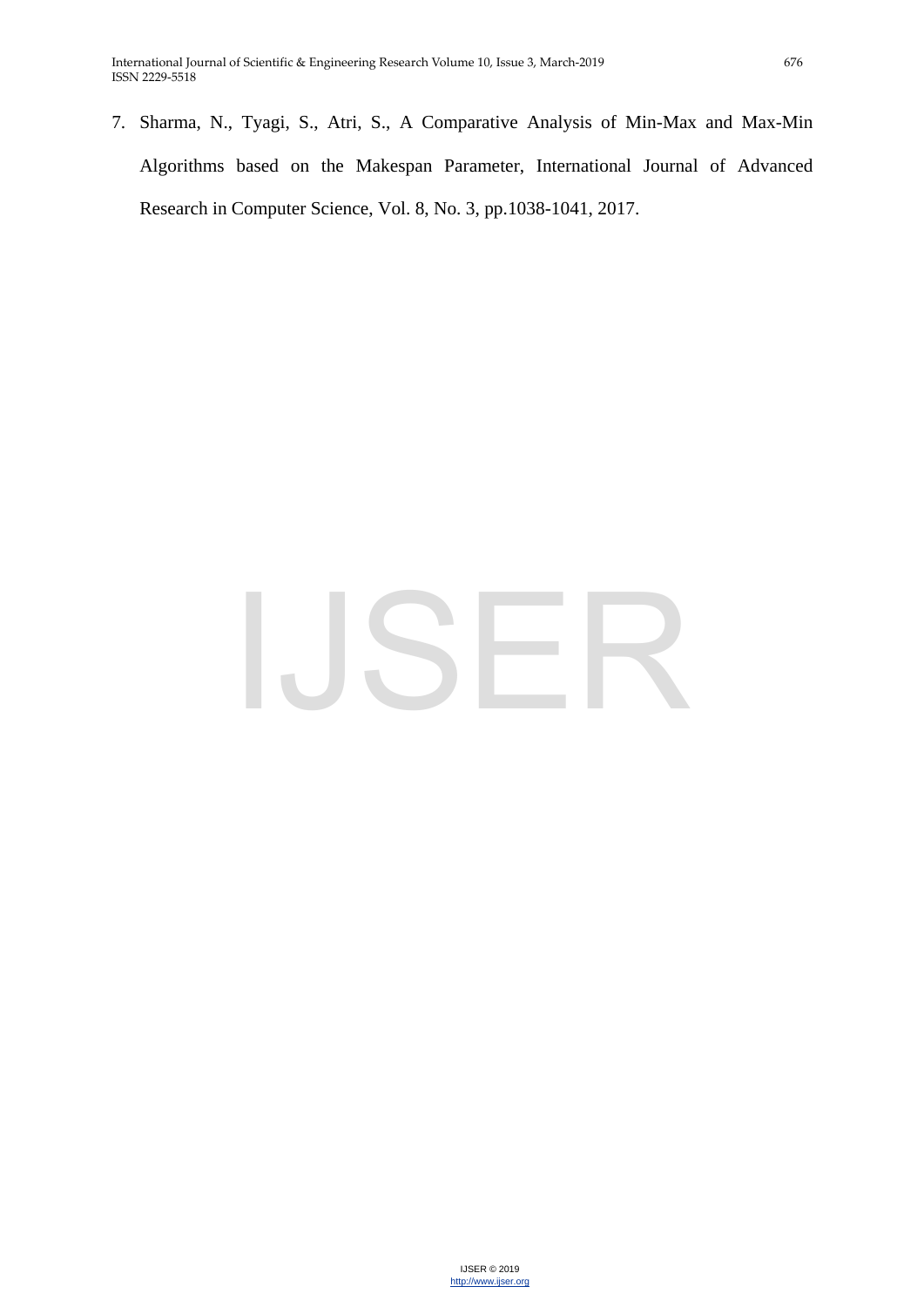7. Sharma, N., Tyagi, S., Atri, S., A Comparative Analysis of Min-Max and Max-Min Algorithms based on the Makespan Parameter, International Journal of Advanced Research in Computer Science, Vol. 8, No. 3, pp.1038-1041, 2017.